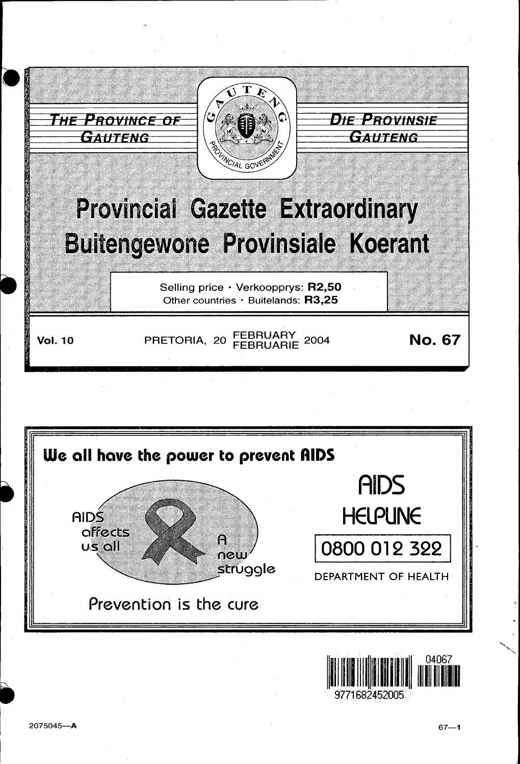THE PROVINCE OF GAUTENG

DIE PROVINSIE GAUTENG

# Provincial Gazette Extraordinary
# Buitengewone Provinsiale Koerant

Selling price · Verkoopprys: **R2,50**
Other countries · Buitelands: **R3,25**

**Vol. 10** PRETORIA, 20 FEBRUARY FEBRUARIE 2004 **No. 67**

**We all have the power to prevent AIDS**

AIDS affects us all

A new struggle

Prevention is the cure

AIDS HELPLINE

0800 012 322

DEPARTMENT OF HEALTH

2075045—A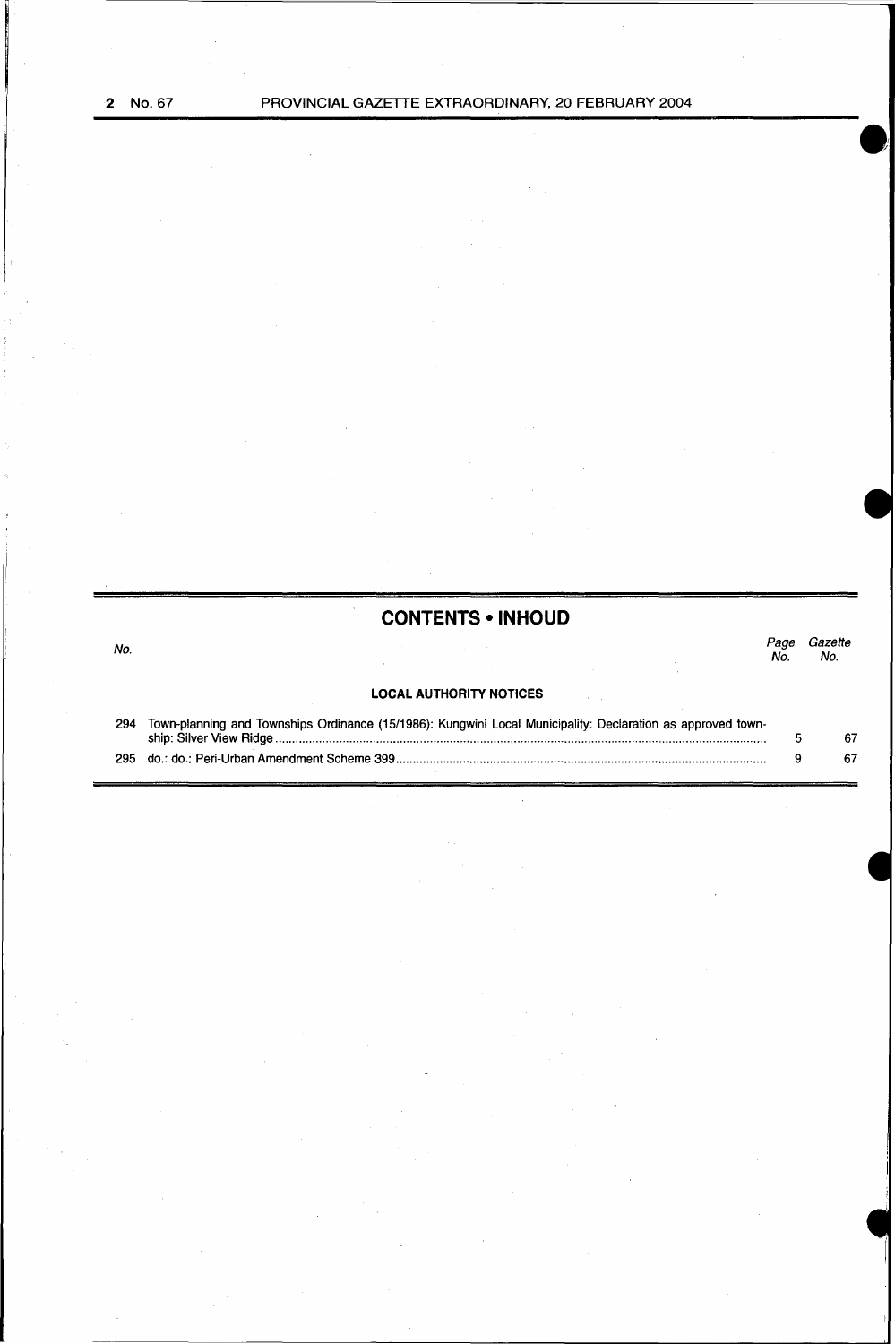## CONTENTS • INHOUD

| No. | | Page No. | Gazette No. |
|---|---|---|---|
| | **LOCAL AUTHORITY NOTICES** | | |
| 294 | Town-planning and Townships Ordinance (15/1986): Kungwini Local Municipality: Declaration as approved township: Silver View Ridge | 5 | 67 |
| 295 | do.: do.: Peri-Urban Amendment Scheme 399 | 9 | 67 |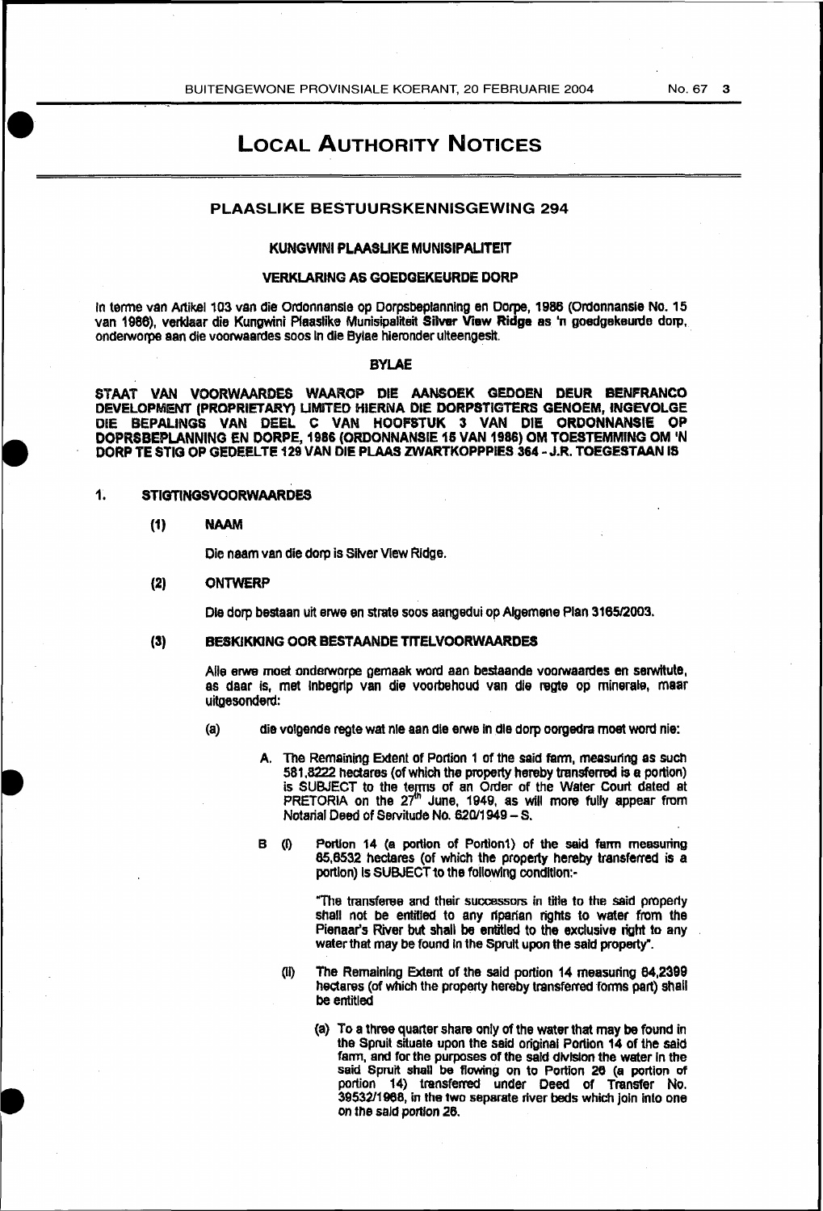# LOCAL AUTHORITY NOTICES

## PLAASLIKE BESTUURSKENNISGEWING 294

### KUNGWINI PLAASLIKE MUNISIPALITEIT

### VERKLARING AS GOEDGEKEURDE DORP

In terme van Artikel 103 van die Ordonnansie op Dorpsbeplanning en Dorpe, 1986 (Ordonnansie No. 15 van 1986), verklaar die Kungwini Plaaslike Munisipaliteit **Silver View Ridge** as 'n goedgekeurde dorp, onderworpe aan die voorwaardes soos in die Bylae hieronder uiteengesit.

### BYLAE

**STAAT VAN VOORWAARDES WAAROP DIE AANSOEK GEDOEN DEUR BENFRANCO DEVELOPMENT (PROPRIETARY) LIMITED HIERNA DIE DORPSTIGTERS GENOEM, INGEVOLGE DIE BEPALINGS VAN DEEL C VAN HOOFSTUK 3 VAN DIE ORDONNANSIE OP DOPRSBEPLANNING EN DORPE, 1986 (ORDONNANSIE 15 VAN 1986) OM TOESTEMMING OM 'N DORP TE STIG OP GEDEELTE 129 VAN DIE PLAAS ZWARTKOPPPIES 364 - J.R. TOEGESTAAN IS**

**1. STIGTINGSVOORWAARDES**

**(1) NAAM**

Die naam van die dorp is Silver View Ridge.

**(2) ONTWERP**

Die dorp bestaan uit erwe en strate soos aangedui op Algemene Plan 3165/2003.

**(3) BESKIKKING OOR BESTAANDE TITELVOORWAARDES**

Alle erwe moet onderworpe gemaak word aan bestaande voorwaardes en serwitute, as daar is, met inbegrip van die voorbehoud van die regte op minerale, maar uitgesonderd:

(a) die volgende regte wat nie aan die erwe in die dorp oorgedra moet word nie:

A. The Remaining Extent of Portion 1 of the said farm, measuring as such 581,8222 hectares (of which the property hereby transferred is a portion) is SUBJECT to the terms of an Order of the Water Court dated at PRETORIA on the 27th June, 1949, as will more fully appear from Notarial Deed of Servitude No. 620/1949 – S.

B (i) Portion 14 (a portion of Portion1) of the said farm measuring 65,6532 hectares (of which the property hereby transferred is a portion) is SUBJECT to the following condition:-

"The transferee and their successors in title to the said property shall not be entitled to any riparian rights to water from the Pienaar's River but shall be entitled to the exclusive right to any water that may be found in the Spruit upon the said property".

(ii) The Remaining Extent of the said portion 14 measuring 64,2399 hectares (of which the property hereby transferred forms part) shall be entitled

(a) To a three quarter share only of the water that may be found in the Spruit situate upon the said original Portion 14 of the said farm, and for the purposes of the said division the water in the said Spruit shall be flowing on to Portion 26 (a portion of portion 14) transferred under Deed of Transfer No. 39532/1968, in the two separate river beds which join into one on the said portion 26.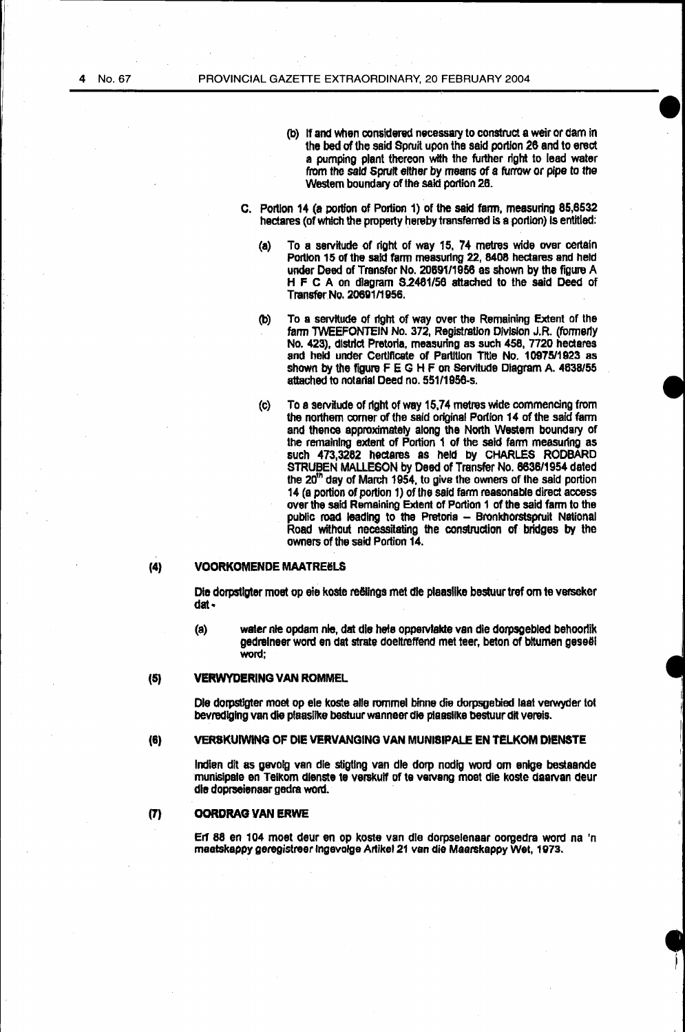(b) If and when considered necessary to construct a weir or dam in the bed of the said Spruit upon the said portion 26 and to erect a pumping plant thereon with the further right to lead water from the said Spruit either by means of a furrow or pipe to the Western boundary of the said portion 26.

C. Portion 14 (a portion of Portion 1) of the said farm, measuring 85,6532 hectares (of which the property hereby transferred is a portion) is entitled:

(a) To a servitude of right of way 15, 74 metres wide over certain Portion 15 of the said farm measuring 22, 8408 hectares and held under Deed of Transfer No. 20691/1956 as shown by the figure A H F C A on diagram S.2481/56 attached to the said Deed of Transfer No. 20691/1956.

(b) To a servitude of right of way over the Remaining Extent of the farm TWEEFONTEIN No. 372, Registration Division J.R. (formerly No. 423), district Pretoria, measuring as such 458, 7720 hectares and held under Certificate of Partition Title No. 10975/1923 as shown by the figure F E G H F on Servitude Diagram A. 4638/55 attached to notarial Deed no. 551/1956-s.

(c) To a servitude of right of way 15,74 metres wide commencing from the northern corner of the said original Portion 14 of the said farm and thence approximately along the North Western boundary of the remaining extent of Portion 1 of the said farm measuring as such 473,3282 hectares as held by CHARLES RODBARD STRUBEN MALLESON by Deed of Transfer No. 6636/1954 dated the 20th day of March 1954, to give the owners of the said portion 14 (a portion of portion 1) of the said farm reasonable direct access over the said Remaining Extent of Portion 1 of the said farm to the public road leading to the Pretoria – Bronkhorstspruit National Road without necessitating the construction of bridges by the owners of the said Portion 14.

## (4) VOORKOMENDE MAATREËLS

Die dorpstigter moet op eie koste reëlings met die plaaslike bestuur tref om te verseker dat -

(a) water nie opdam nie, dat die hele oppervlakte van die dorpsgebied behoorlik gedreineer word en dat strate doeltreffend met teer, beton of bitumen geseël word;

## (5) VERWYDERING VAN ROMMEL

Die dorpstigter moet op eie koste alle rommel binne die dorpsgebied laat verwyder tot bevrediging van die plaaslike bestuur wanneer die plaaslike bestuur dit vereis.

## (6) VERSKUIWING OF DIE VERVANGING VAN MUNISIPALE EN TELKOM DIENSTE

Indien dit as gevolg van die stigting van die dorp nodig word om enige bestaande munisipale en Telkom dienste te verskuif of te vervang moet die koste daarvan deur die doprseienaar gedra word.

## (7) OORDRAG VAN ERWE

Erf 88 en 104 moet deur en op koste van die dorpseienaar oorgedra word na 'n maatskappy geregistreer ingevolge Artikel 21 van die Maarskappy Wet, 1973.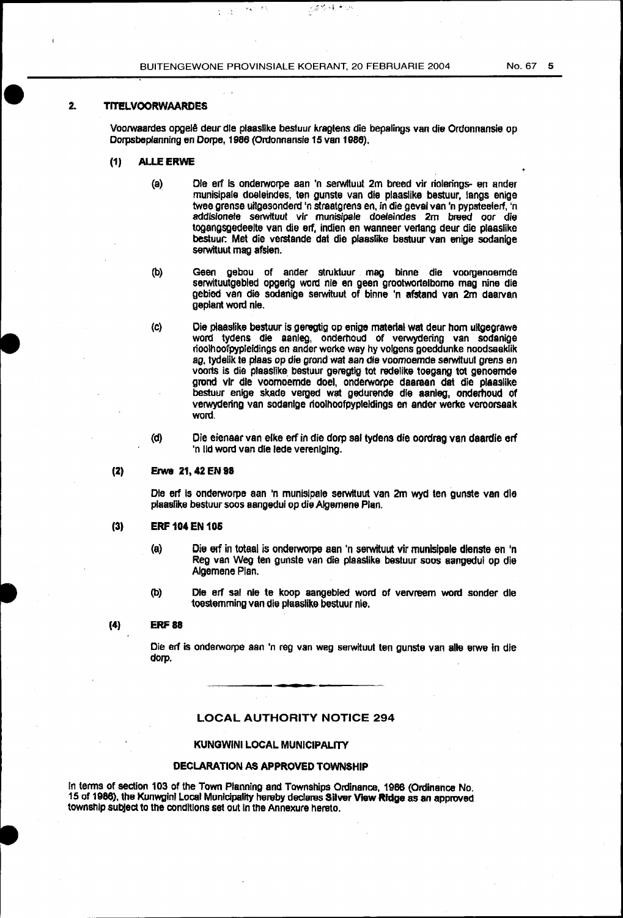## 2. TITELVOORWAARDES

Voorwaardes opgelê deur die plaaslike bestuur kragtens die bepalings van die Ordonnansie op Dorpsbeplanning en Dorpe, 1986 (Ordonnansie 15 van 1986).

### (1) ALLE ERWE

(a) Die erf is onderworpe aan 'n serwituut 2m breed vir riolerings- en ander munisipale doeleindes, ten gunste van die plaaslike bestuur, langs enige twee grense uitgesonderd 'n straatgrens en, in die geval van 'n pypsteelerf, 'n addisionele serwituut vir munisipale doeleindes 2m breed oor die toegangsgedeelte van die erf, indien en wanneer verlang deur die plaaslike bestuur: Met die verstande dat die plaaslike bestuur van enige sodanige serwituut mag afsien.

(b) Geen gebou of ander struktuur mag binne die voorgenoemde serwituutgebied opgerig word nie en geen grootwortelbome mag nine die gebied van die sodanige serwituut of binne 'n afstand van 2m daarvan geplant word nie.

(c) Die plaaslike bestuur is geregtig op enige materiaal wat deur hom uitgegrawe word tydens die aanleg, onderhoud of verwydering van sodanige rioolhoofpypleidings en ander werke way hy volgens goeddunke noodsaaklik ag, tydelik te plaas op die grond wat aan die voornoemde serwituut grens en voorts is die plaaslike bestuur geregtig tot redelike toegang tot genoemde grond vir die voornoemde doel, onderworpe daaraan dat die plaaslike bestuur enige skade vergoed wat gedurende die aanleg, onderhoud of verwydering van sodanige rioolhoofpypleidings en ander werke veroorsaak word.

(d) Die eienaar van elke erf in die dorp sal tydens die oordrag van daardie erf 'n lid word van die lede vereniging.

### (2) Erwe 21, 42 EN 98

Die erf is onderworpe aan 'n munisipale serwituut van 2m wyd ten gunste van die plaaslike bestuur soos aangedui op die Algemene Plan.

### (3) ERF 104 EN 105

(a) Die erf in totaal is onderworpe aan 'n serwituut vir munisipale dienste en 'n Reg van Weg ten gunste van die plaaslike bestuur soos aangedui op die Algemene Plan.

(b) Die erf sal nie te koop aangebied word of vervreem word sonder die toestemming van die plaaslike bestuur nie.

### (4) ERF 88

Die erf is onderworpe aan 'n reg van weg serwituut ten gunste van alle erwe in die dorp.

---

## LOCAL AUTHORITY NOTICE 294

### KUNGWINI LOCAL MUNICIPALITY

### DECLARATION AS APPROVED TOWNSHIP

In terms of section 103 of the Town Planning and Townships Ordinance, 1986 (Ordinance No. 15 of 1986), the Kunwgini Local Municipality hereby declares **Silver View Ridge** as an approved township subject to the conditions set out in the Annexure hereto.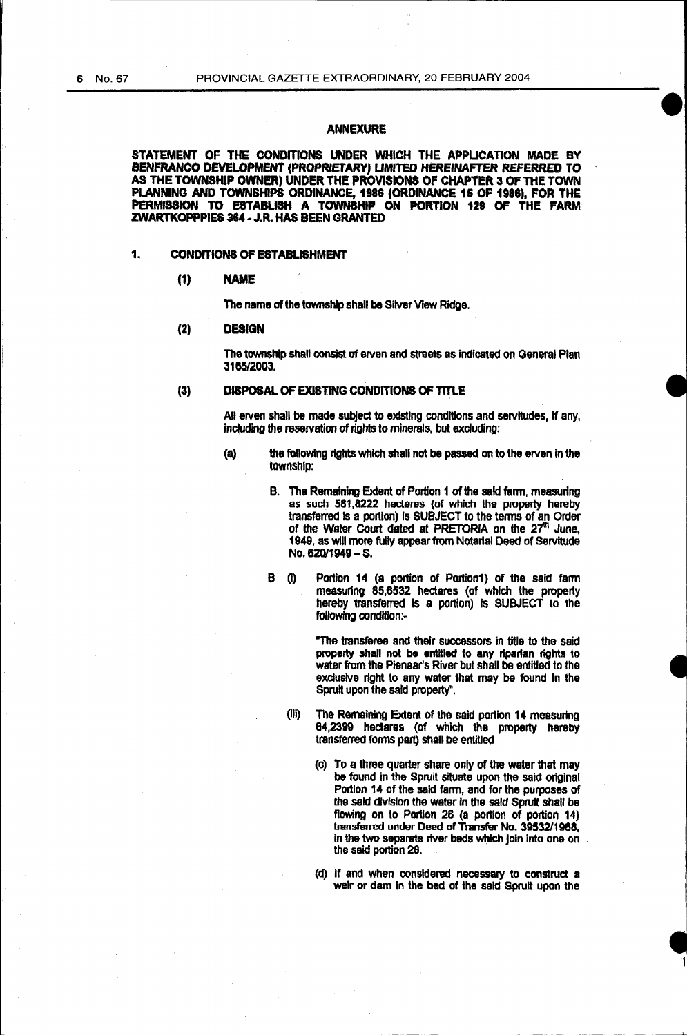## ANNEXURE

**STATEMENT OF THE CONDITIONS UNDER WHICH THE APPLICATION MADE BY BENFRANCO DEVELOPMENT (PROPRIETARY) LIMITED HEREINAFTER REFERRED TO AS THE TOWNSHIP OWNER) UNDER THE PROVISIONS OF CHAPTER 3 OF THE TOWN PLANNING AND TOWNSHIPS ORDINANCE, 1986 (ORDINANCE 15 OF 1986), FOR THE PERMISSION TO ESTABLISH A TOWNSHIP ON PORTION 129 OF THE FARM ZWARTKOPPPIES 364 - J.R. HAS BEEN GRANTED**

### 1. CONDITIONS OF ESTABLISHMENT

#### (1) NAME

The name of the township shall be Silver View Ridge.

#### (2) DESIGN

The township shall consist of erven and streets as indicated on General Plan 3165/2003.

#### (3) DISPOSAL OF EXISTING CONDITIONS OF TITLE

All erven shall be made subject to existing conditions and servitudes, if any, including the reservation of rights to minerals, but excluding:

(a) the following rights which shall not be passed on to the erven in the township:

B. The Remaining Extent of Portion 1 of the said farm, measuring as such 581,8222 hectares (of which the property hereby transferred is a portion) is SUBJECT to the terms of an Order of the Water Court dated at PRETORIA on the 27[th] June, 1949, as will more fully appear from Notarial Deed of Servitude No. 620/1949 – S.

B (i) Portion 14 (a portion of Portion1) of the said farm measuring 65,6532 hectares (of which the property hereby transferred is a portion) is SUBJECT to the following condition:-

"The transferee and their successors in title to the said property shall not be entitled to any riparian rights to water from the Pienaar's River but shall be entitled to the exclusive right to any water that may be found in the Spruit upon the said property".

(iii) The Remaining Extent of the said portion 14 measuring 64,2399 hectares (of which the property hereby transferred forms part) shall be entitled

(c) To a three quarter share only of the water that may be found in the Spruit situate upon the said original Portion 14 of the said farm, and for the purposes of the said division the water in the said Spruit shall be flowing on to Portion 26 (a portion of portion 14) transferred under Deed of Transfer No. 39532/1968, in the two separate river beds which join into one on the said portion 26.

(d) If and when considered necessary to construct a weir or dam in the bed of the said Spruit upon the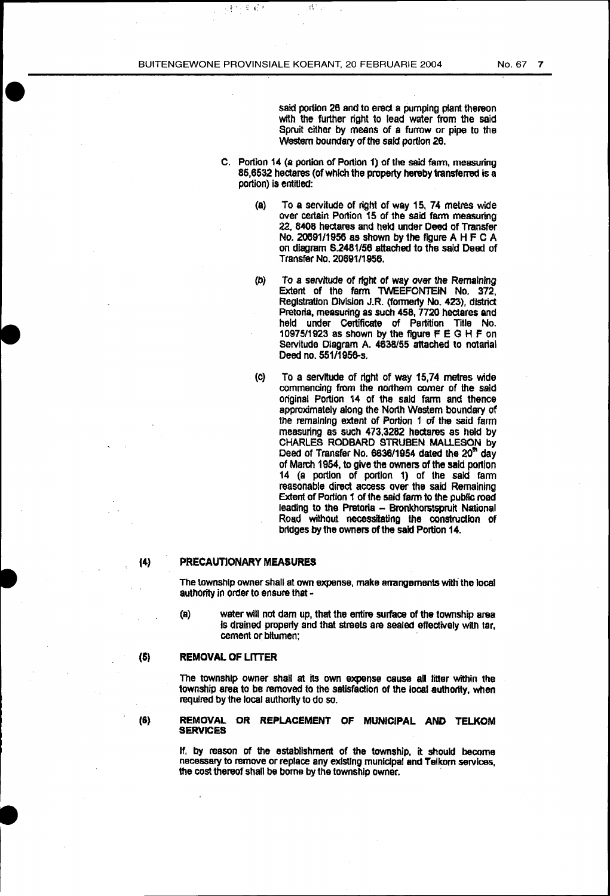said portion 26 and to erect a pumping plant thereon with the further right to lead water from the said Spruit either by means of a furrow or pipe to the Western boundary of the said portion 26.

C. Portion 14 (a portion of Portion 1) of the said farm, measuring 85,6532 hectares (of which the property hereby transferred is a portion) is entitled:

(a) To a servitude of right of way 15, 74 metres wide over certain Portion 15 of the said farm measuring 22, 8408 hectares and held under Deed of Transfer No. 20691/1956 as shown by the figure A H F C A on diagram S.2481/56 attached to the said Deed of Transfer No. 20691/1956.

(b) To a servitude of right of way over the Remaining Extent of the farm TWEEFONTEIN No. 372, Registration Division J.R. (formerly No. 423), district Pretoria, measuring as such 458, 7720 hectares and held under Certificate of Partition Title No. 10975/1923 as shown by the figure F E G H F on Servitude Diagram A. 4638/55 attached to notarial Deed no. 551/1956-s.

(c) To a servitude of right of way 15,74 metres wide commencing from the northern corner of the said original Portion 14 of the said farm and thence approximately along the North Western boundary of the remaining extent of Portion 1 of the said farm measuring as such 473,3282 hectares as held by CHARLES RODBARD STRUBEN MALLESON by Deed of Transfer No. 6636/1954 dated the 20th day of March 1954, to give the owners of the said portion 14 (a portion of portion 1) of the said farm reasonable direct access over the said Remaining Extent of Portion 1 of the said farm to the public road leading to the Pretoria – Bronkhorstspruit National Road without necessitating the construction of bridges by the owners of the said Portion 14.

## (4) PRECAUTIONARY MEASURES

The township owner shall at own expense, make arrangements with the local authority in order to ensure that -

(a) water will not dam up, that the entire surface of the township area is drained properly and that streets are sealed effectively with tar, cement or bitumen;

## (5) REMOVAL OF LITTER

The township owner shall at its own expense cause all litter within the township area to be removed to the satisfaction of the local authority, when required by the local authority to do so.

## (6) REMOVAL OR REPLACEMENT OF MUNICIPAL AND TELKOM SERVICES

If, by reason of the establishment of the township, it should become necessary to remove or replace any existing municipal and Telkom services, the cost thereof shall be borne by the township owner.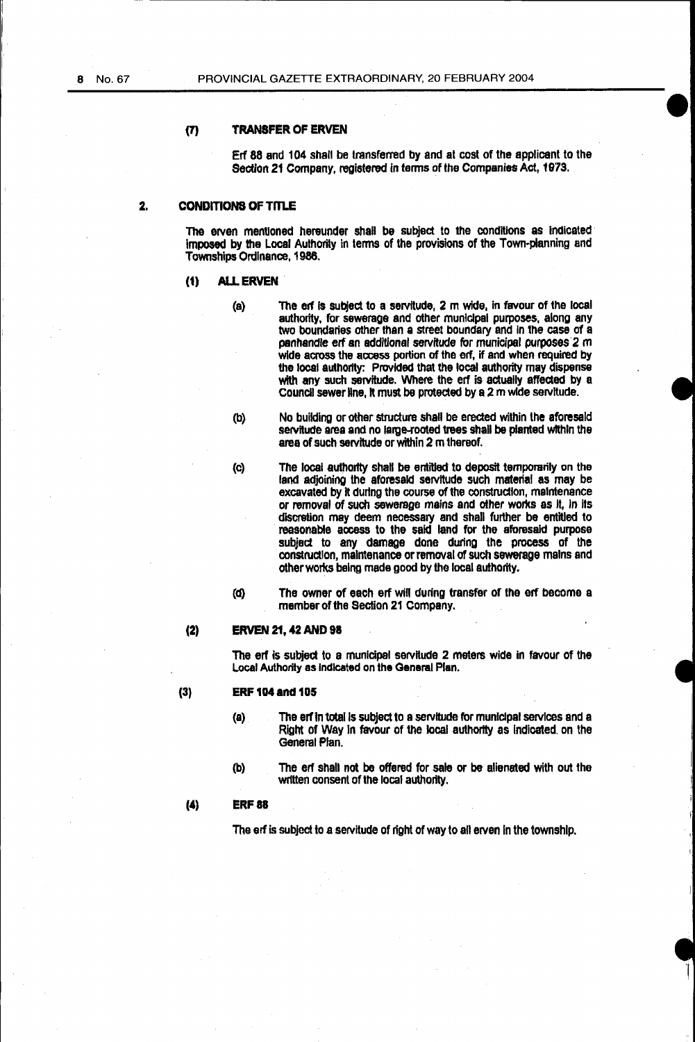#### (7) TRANSFER OF ERVEN

Erf 88 and 104 shall be transferred by and at cost of the applicant to the Section 21 Company, registered in terms of the Companies Act, 1973.

## 2. CONDITIONS OF TITLE

The erven mentioned hereunder shall be subject to the conditions as indicated imposed by the Local Authority in terms of the provisions of the Town-planning and Townships Ordinance, 1986.

### (1) ALL ERVEN

(a) The erf is subject to a servitude, 2 m wide, in favour of the local authority, for sewerage and other municipal purposes, along any two boundaries other than a street boundary and in the case of a panhandle erf an additional servitude for municipal purposes 2 m wide across the access portion of the erf, if and when required by the local authority: Provided that the local authority may dispense with any such servitude. Where the erf is actually affected by a Council sewer line, it must be protected by a 2 m wide servitude.

(b) No building or other structure shall be erected within the aforesaid servitude area and no large-rooted trees shall be planted within the area of such servitude or within 2 m thereof.

(c) The local authority shall be entitled to deposit temporarily on the land adjoining the aforesaid servitude such material as may be excavated by it during the course of the construction, maintenance or removal of such sewerage mains and other works as it, in its discretion may deem necessary and shall further be entitled to reasonable access to the said land for the aforesaid purpose subject to any damage done during the process of the construction, maintenance or removal of such sewerage mains and other works being made good by the local authority.

(d) The owner of each erf will during transfer of the erf become a member of the Section 21 Company.

### (2) ERVEN 21, 42 AND 98

The erf is subject to a municipal servitude 2 meters wide in favour of the Local Authority as indicated on the General Plan.

### (3) ERF 104 and 105

(a) The erf in total is subject to a servitude for municipal services and a Right of Way in favour of the local authority as indicated on the General Plan.

(b) The erf shall not be offered for sale or be alienated with out the written consent of the local authority.

### (4) ERF 88

The erf is subject to a servitude of right of way to all erven in the township.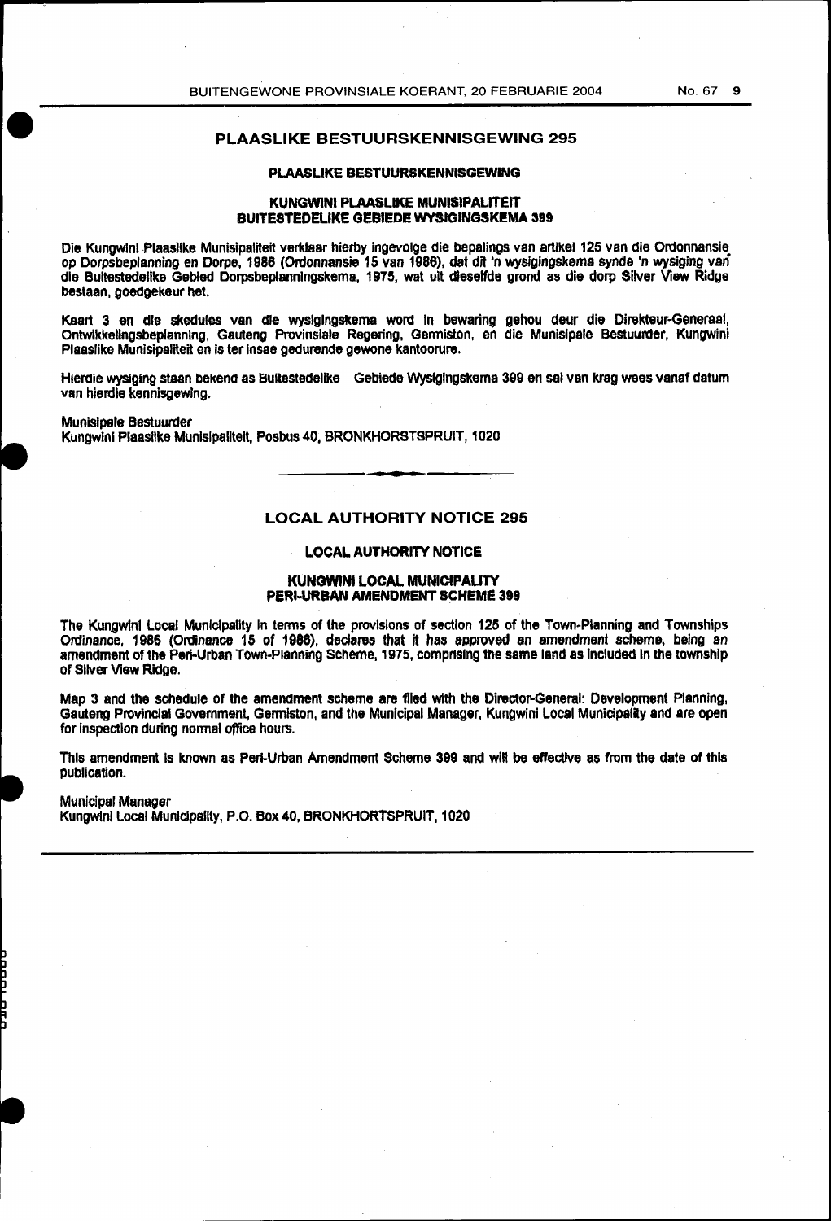## PLAASLIKE BESTUURSKENNISGEWING 295

### PLAASLIKE BESTUURSKENNISGEWING

### KUNGWINI PLAASLIKE MUNISIPALITEIT BUITESTEDELIKE GEBIEDE WYSIGINGSKEMA 399

Die Kungwini Plaaslike Munisipaliteit verklaar hierby ingevolge die bepalings van artikel 125 van die Ordonnansie op Dorpsbeplanning en Dorpe, 1986 (Ordonnansie 15 van 1986), dat dit 'n wysigingskema synde 'n wysiging van die Buitestedelike Gebied Dorpsbeplanningskema, 1975, wat uit dieselfde grond as die dorp Silver View Ridge bestaan, goedgekeur het.

Kaart 3 en die skedules van die wysigingskema word in bewaring gehou deur die Direkteur-Generaal, Ontwikkelingsbeplanning, Gauteng Provinsiale Regering, Germiston, en die Munisipale Bestuurder, Kungwini Plaaslike Munisipaliteit en is ter insae gedurende gewone kantoorure.

Hierdie wysiging staan bekend as Buitestedelike Gebiede Wysigingskema 399 en sal van krag wees vanaf datum van hierdie kennisgewing.

Munisipale Bestuurder
Kungwini Plaaslike Munisipaliteit, Posbus 40, BRONKHORSTSPRUIT, 1020

---

## LOCAL AUTHORITY NOTICE 295

### LOCAL AUTHORITY NOTICE

### KUNGWINI LOCAL MUNICIPALITY PERI-URBAN AMENDMENT SCHEME 399

The Kungwini Local Municipality in terms of the provisions of section 125 of the Town-Planning and Townships Ordinance, 1986 (Ordinance 15 of 1986), declares that it has approved an amendment scheme, being an amendment of the Peri-Urban Town-Planning Scheme, 1975, comprising the same land as included in the township of Silver View Ridge.

Map 3 and the schedule of the amendment scheme are filed with the Director-General: Development Planning, Gauteng Provincial Government, Germiston, and the Municipal Manager, Kungwini Local Municipality and are open for inspection during normal office hours.

This amendment is known as Peri-Urban Amendment Scheme 399 and will be effective as from the date of this publication.

Municipal Manager
Kungwini Local Municipality, P.O. Box 40, BRONKHORTSPRUIT, 1020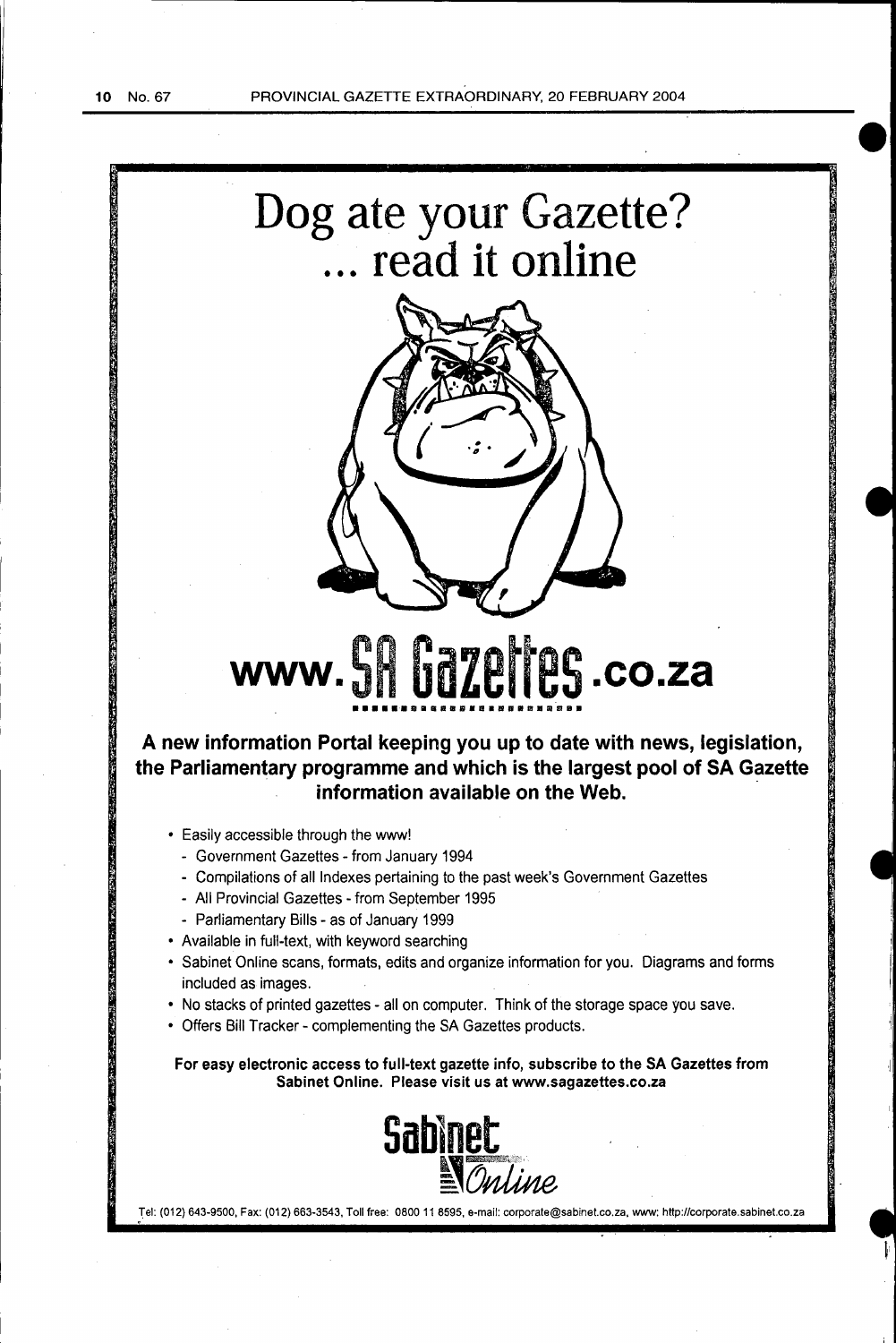# Dog ate your Gazette? ... read it online

# www.SA Gazettes.co.za

**A new information Portal keeping you up to date with news, legislation, the Parliamentary programme and which is the largest pool of SA Gazette information available on the Web.**

- Easily accessible through the www!
  - Government Gazettes - from January 1994
  - Compilations of all Indexes pertaining to the past week's Government Gazettes
  - All Provincial Gazettes - from September 1995
  - Parliamentary Bills - as of January 1999
- Available in full-text, with keyword searching
- Sabinet Online scans, formats, edits and organize information for you. Diagrams and forms included as images.
- No stacks of printed gazettes - all on computer. Think of the storage space you save.
- Offers Bill Tracker - complementing the SA Gazettes products.

**For easy electronic access to full-text gazette info, subscribe to the SA Gazettes from Sabinet Online. Please visit us at www.sagazettes.co.za**

Sabinet Online

Tel: (012) 643-9500, Fax: (012) 663-3543, Toll free: 0800 11 8595, e-mail: corporate@sabinet.co.za, www: http://corporate.sabinet.co.za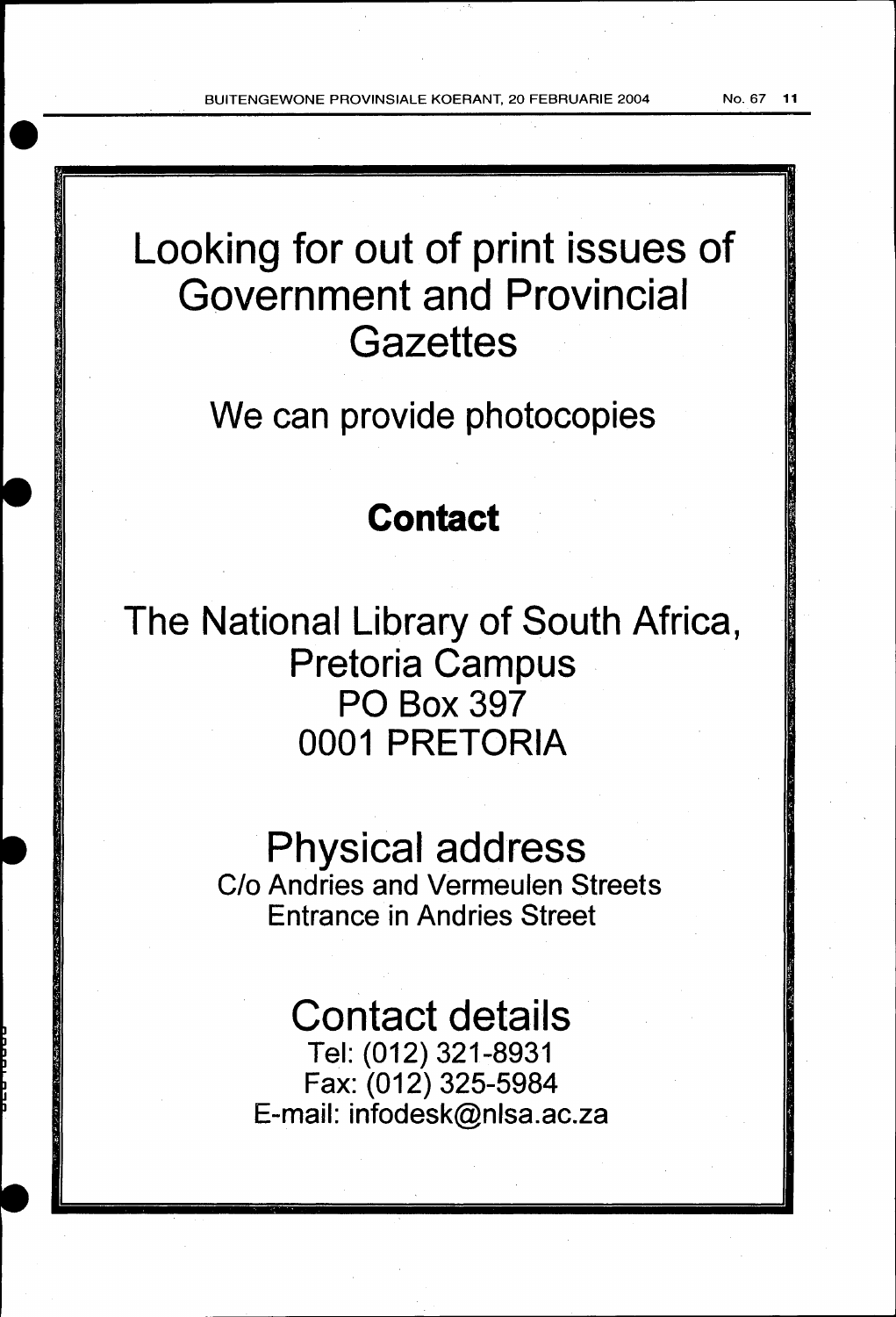# Looking for out of print issues of Government and Provincial Gazettes

## We can provide photocopies

## **Contact**

## The National Library of South Africa, Pretoria Campus
## PO Box 397
## 0001 PRETORIA

## Physical address

C/o Andries and Vermeulen Streets
Entrance in Andries Street

## Contact details

Tel: (012) 321-8931
Fax: (012) 325-5984
E-mail: infodesk@nlsa.ac.za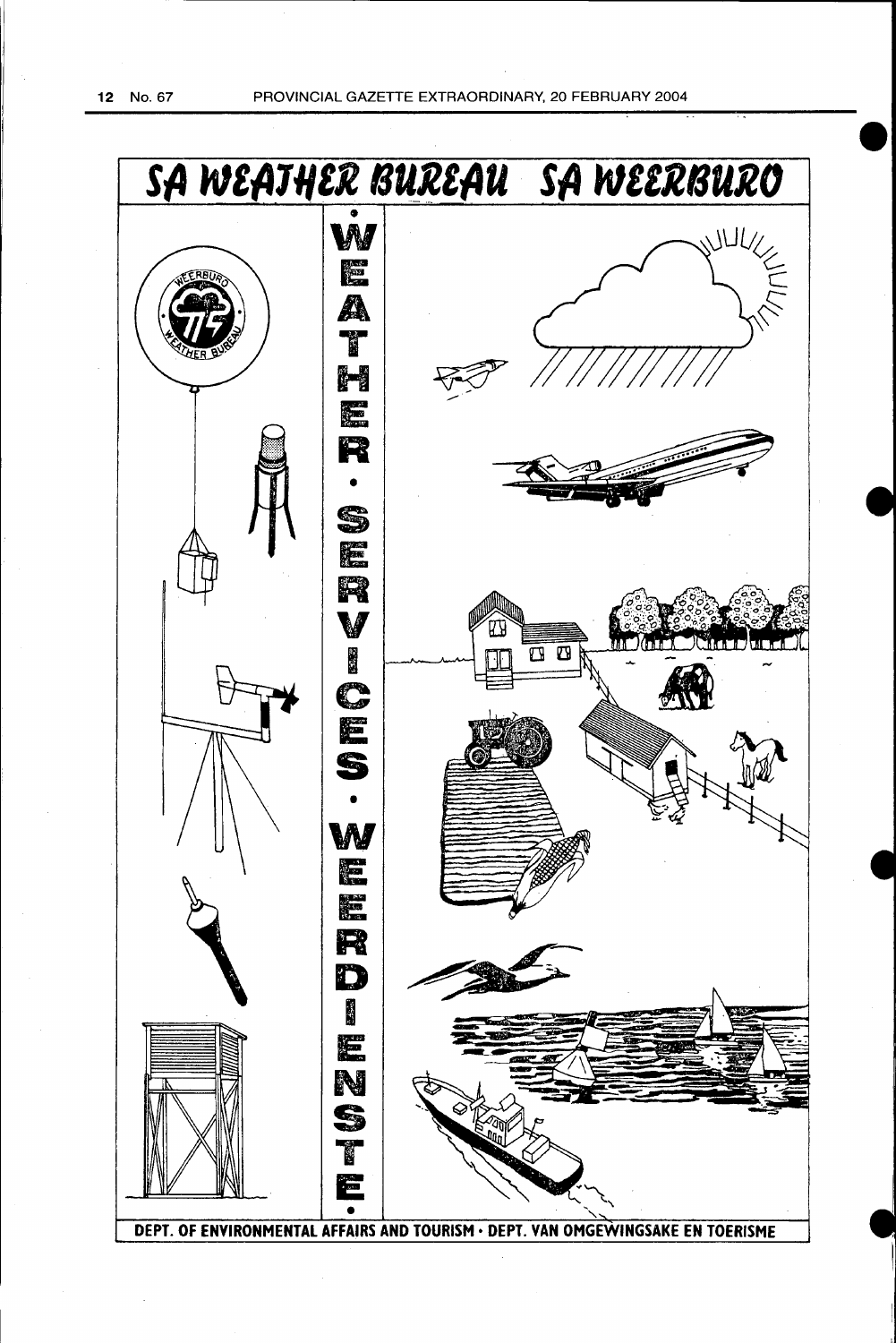# SA WEATHER BUREAU SA WEERBURO

WEATHER • SERVICES • WEERDIENSTE

DEPT. OF ENVIRONMENTAL AFFAIRS AND TOURISM • DEPT. VAN OMGEWINGSAKE EN TOERISME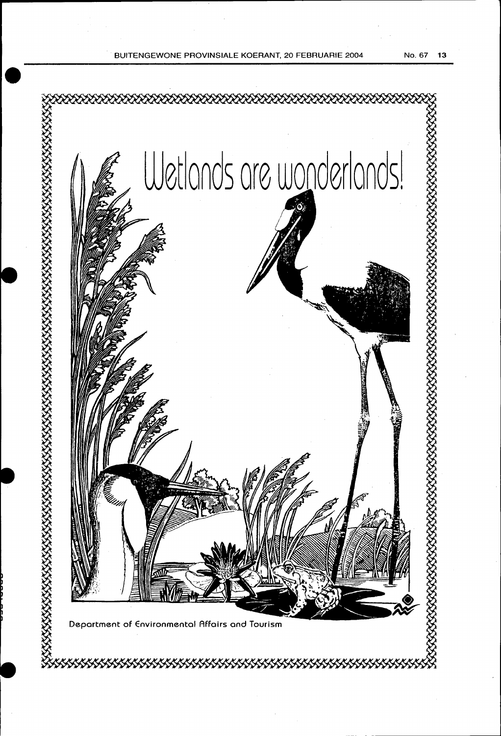# Wetlands are wonderlands!

Department of Environmental Affairs and Tourism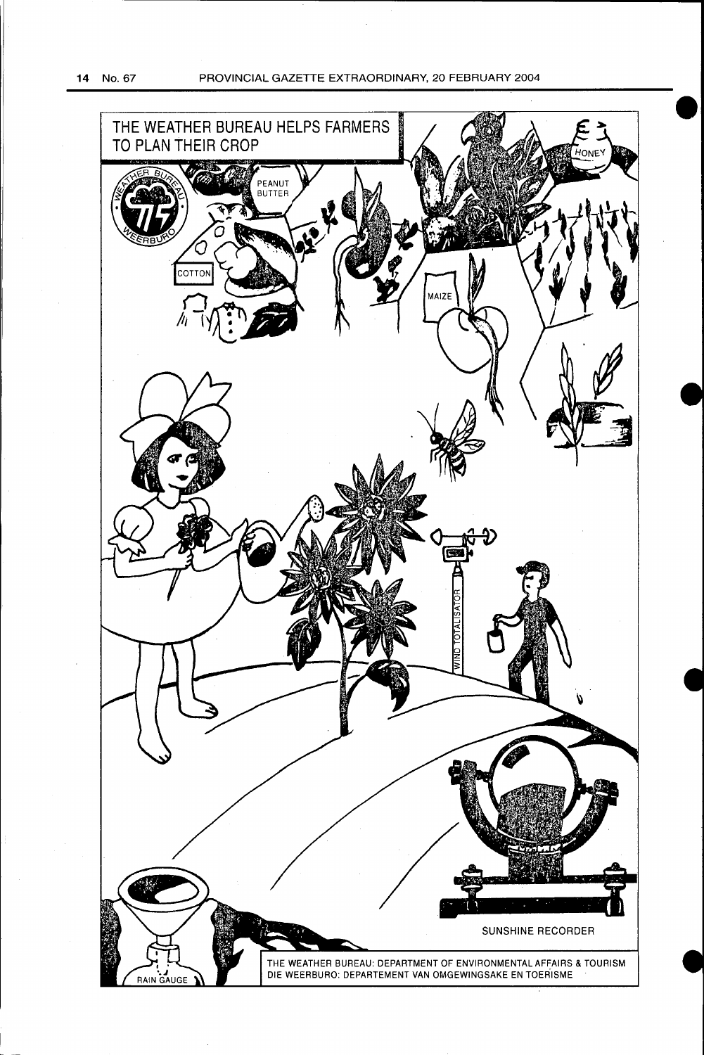THE WEATHER BUREAU HELPS FARMERS TO PLAN THEIR CROP

WEATHER BUREAU

WEERBURO

PEANUT BUTTER

HONEY

COTTON

MAIZE

WIND TOTALISATOR

SUNSHINE RECORDER

RAIN GAUGE

THE WEATHER BUREAU: DEPARTMENT OF ENVIRONMENTAL AFFAIRS & TOURISM
DIE WEERBURO: DEPARTEMENT VAN OMGEWINGSAKE EN TOERISME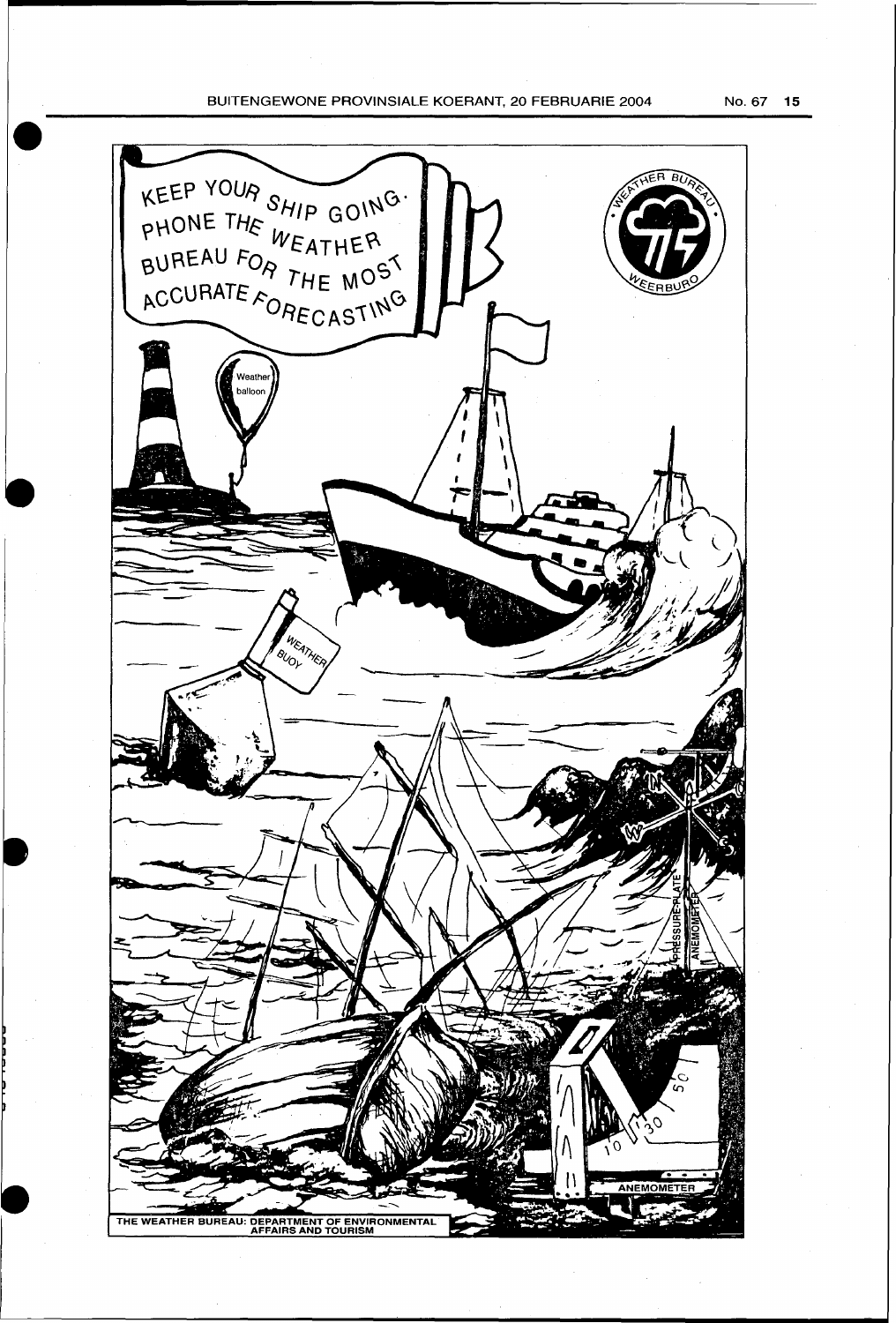KEEP YOUR SHIP GOING. PHONE THE WEATHER BUREAU FOR THE MOST ACCURATE FORECASTING

WEATHER BUREAU · WEERBURO

Weather balloon

WEATHER BUOY

PRESSURE-PLATE

ANEMOMETER

ANEMOMETER

THE WEATHER BUREAU: DEPARTMENT OF ENVIRONMENTAL AFFAIRS AND TOURISM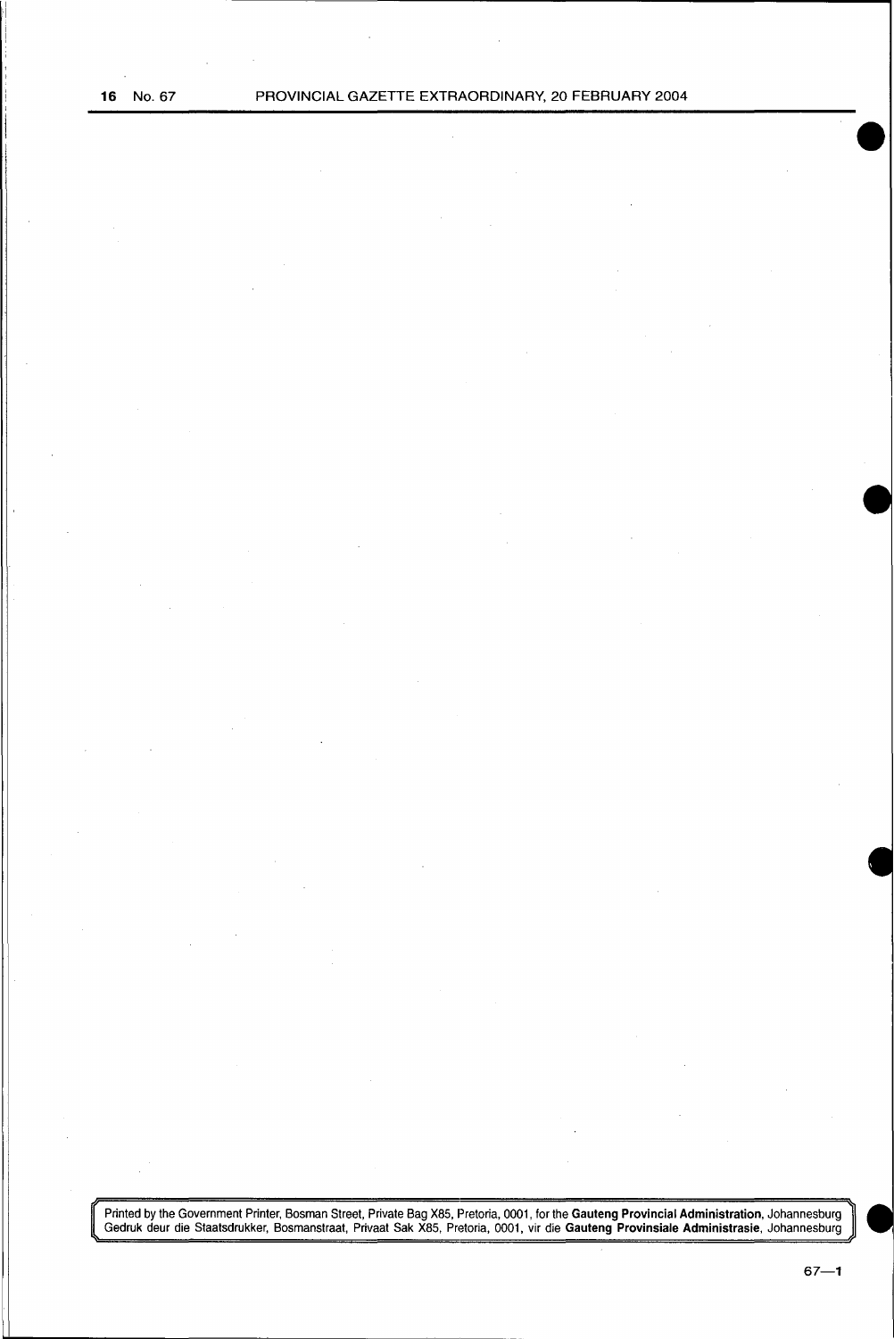Printed by the Government Printer, Bosman Street, Private Bag X85, Pretoria, 0001, for the **Gauteng Provincial Administration**, Johannesburg
Gedruk deur die Staatsdrukker, Bosmanstraat, Privaat Sak X85, Pretoria, 0001, vir die **Gauteng Provinsiale Administrasie**, Johannesburg

67—1